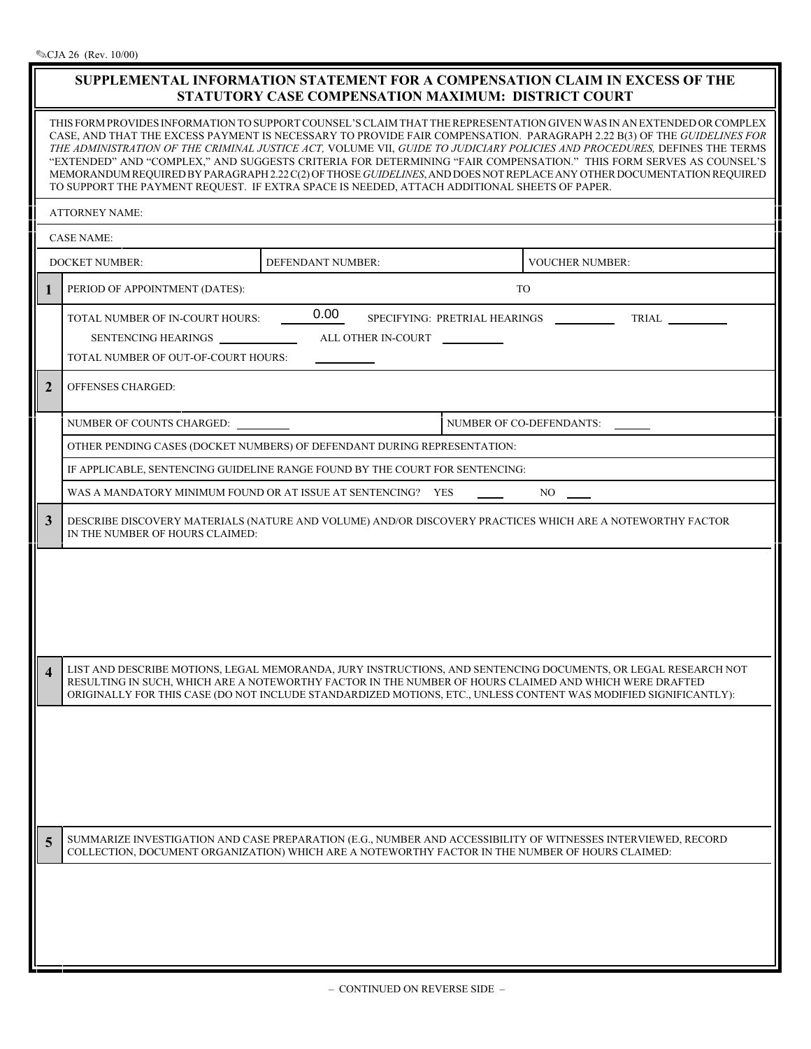CJA 26 (Rev. 10/00)

# SUPPLEMENTAL INFORMATION STATEMENT FOR A COMPENSATION CLAIM IN EXCESS OF THE STATUTORY CASE COMPENSATION MAXIMUM: DISTRICT COURT

THIS FORM PROVIDES INFORMATION TO SUPPORT COUNSEL'S CLAIM THAT THE REPRESENTATION GIVEN WAS IN AN EXTENDED OR COMPLEX CASE, AND THAT THE EXCESS PAYMENT IS NECESSARY TO PROVIDE FAIR COMPENSATION. PARAGRAPH 2.22 B(3) OF THE *GUIDELINES FOR THE ADMINISTRATION OF THE CRIMINAL JUSTICE ACT,* VOLUME VII, *GUIDE TO JUDICIARY POLICIES AND PROCEDURES,* DEFINES THE TERMS "EXTENDED" AND "COMPLEX," AND SUGGESTS CRITERIA FOR DETERMINING "FAIR COMPENSATION." THIS FORM SERVES AS COUNSEL'S MEMORANDUM REQUIRED BY PARAGRAPH 2.22 C(2) OF THOSE *GUIDELINES*, AND DOES NOT REPLACE ANY OTHER DOCUMENTATION REQUIRED TO SUPPORT THE PAYMENT REQUEST. IF EXTRA SPACE IS NEEDED, ATTACH ADDITIONAL SHEETS OF PAPER.

ATTORNEY NAME:

CASE NAME:

| DOCKET NUMBER: | DEFENDANT NUMBER: | VOUCHER NUMBER: |
|---|---|---|

**1** PERIOD OF APPOINTMENT (DATES): ________ TO ________

TOTAL NUMBER OF IN-COURT HOURS: 0.00 SPECIFYING: PRETRIAL HEARINGS ________ TRIAL ________

SENTENCING HEARINGS ________ ALL OTHER IN-COURT ________

TOTAL NUMBER OF OUT-OF-COURT HOURS: ________

**2** OFFENSES CHARGED:

NUMBER OF COUNTS CHARGED: ________ NUMBER OF CO-DEFENDANTS: ________

OTHER PENDING CASES (DOCKET NUMBERS) OF DEFENDANT DURING REPRESENTATION:

IF APPLICABLE, SENTENCING GUIDELINE RANGE FOUND BY THE COURT FOR SENTENCING:

WAS A MANDATORY MINIMUM FOUND OR AT ISSUE AT SENTENCING? YES ____ NO ____

**3** DESCRIBE DISCOVERY MATERIALS (NATURE AND VOLUME) AND/OR DISCOVERY PRACTICES WHICH ARE A NOTEWORTHY FACTOR IN THE NUMBER OF HOURS CLAIMED:

**4** LIST AND DESCRIBE MOTIONS, LEGAL MEMORANDA, JURY INSTRUCTIONS, AND SENTENCING DOCUMENTS, OR LEGAL RESEARCH NOT RESULTING IN SUCH, WHICH ARE A NOTEWORTHY FACTOR IN THE NUMBER OF HOURS CLAIMED AND WHICH WERE DRAFTED ORIGINALLY FOR THIS CASE (DO NOT INCLUDE STANDARDIZED MOTIONS, ETC., UNLESS CONTENT WAS MODIFIED SIGNIFICANTLY):

**5** SUMMARIZE INVESTIGATION AND CASE PREPARATION (E.G., NUMBER AND ACCESSIBILITY OF WITNESSES INTERVIEWED, RECORD COLLECTION, DOCUMENT ORGANIZATION) WHICH ARE A NOTEWORTHY FACTOR IN THE NUMBER OF HOURS CLAIMED:

– CONTINUED ON REVERSE SIDE –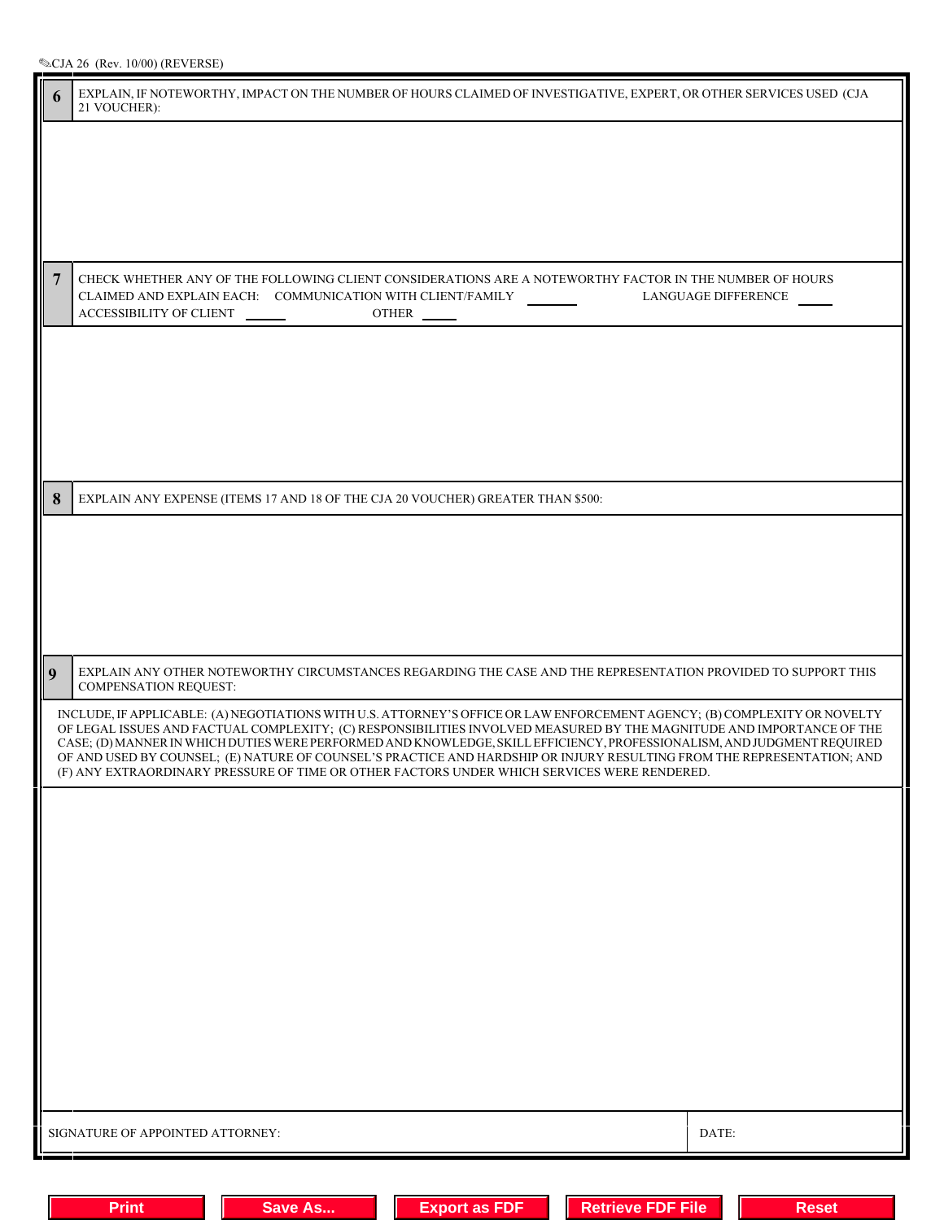CJA 26 (Rev. 10/00) (REVERSE)

**6** EXPLAIN, IF NOTEWORTHY, IMPACT ON THE NUMBER OF HOURS CLAIMED OF INVESTIGATIVE, EXPERT, OR OTHER SERVICES USED (CJA 21 VOUCHER):

**7** CHECK WHETHER ANY OF THE FOLLOWING CLIENT CONSIDERATIONS ARE A NOTEWORTHY FACTOR IN THE NUMBER OF HOURS CLAIMED AND EXPLAIN EACH: COMMUNICATION WITH CLIENT/FAMILY \_\_\_\_\_\_ LANGUAGE DIFFERENCE \_\_\_\_ ACCESSIBILITY OF CLIENT \_\_\_\_\_ OTHER \_\_\_\_

**8** EXPLAIN ANY EXPENSE (ITEMS 17 AND 18 OF THE CJA 20 VOUCHER) GREATER THAN $500:

**9** EXPLAIN ANY OTHER NOTEWORTHY CIRCUMSTANCES REGARDING THE CASE AND THE REPRESENTATION PROVIDED TO SUPPORT THIS COMPENSATION REQUEST:

INCLUDE, IF APPLICABLE: (A) NEGOTIATIONS WITH U.S. ATTORNEY'S OFFICE OR LAW ENFORCEMENT AGENCY; (B) COMPLEXITY OR NOVELTY OF LEGAL ISSUES AND FACTUAL COMPLEXITY; (C) RESPONSIBILITIES INVOLVED MEASURED BY THE MAGNITUDE AND IMPORTANCE OF THE CASE; (D) MANNER IN WHICH DUTIES WERE PERFORMED AND KNOWLEDGE, SKILL EFFICIENCY, PROFESSIONALISM, AND JUDGMENT REQUIRED OF AND USED BY COUNSEL; (E) NATURE OF COUNSEL'S PRACTICE AND HARDSHIP OR INJURY RESULTING FROM THE REPRESENTATION; AND (F) ANY EXTRAORDINARY PRESSURE OF TIME OR OTHER FACTORS UNDER WHICH SERVICES WERE RENDERED.

| SIGNATURE OF APPOINTED ATTORNEY: | DATE: |
|---|---|

Print | Save As... | Export as FDF | Retrieve FDF File | Reset